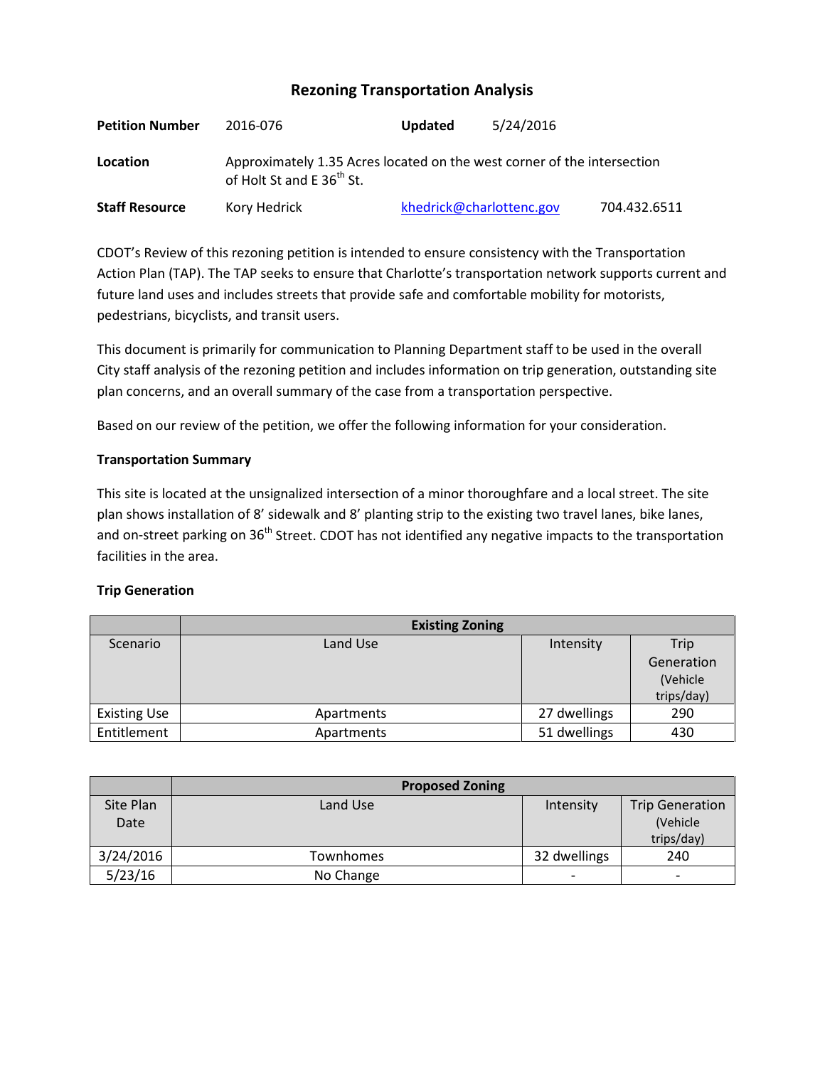# Rezoning Transportation Analysis

**Petition Number** 2016-076 **Updated** 5/24/2016

**Location** Approximately 1.35 Acres located on the west corner of the intersection of Holt St and E 36th St.

**Staff Resource** Kory Hedrick khedrick@charlottenc.gov 704.432.6511

CDOT's Review of this rezoning petition is intended to ensure consistency with the Transportation Action Plan (TAP). The TAP seeks to ensure that Charlotte's transportation network supports current and future land uses and includes streets that provide safe and comfortable mobility for motorists, pedestrians, bicyclists, and transit users.

This document is primarily for communication to Planning Department staff to be used in the overall City staff analysis of the rezoning petition and includes information on trip generation, outstanding site plan concerns, and an overall summary of the case from a transportation perspective.

Based on our review of the petition, we offer the following information for your consideration.

**Transportation Summary**

This site is located at the unsignalized intersection of a minor thoroughfare and a local street. The site plan shows installation of 8' sidewalk and 8' planting strip to the existing two travel lanes, bike lanes, and on-street parking on 36th Street. CDOT has not identified any negative impacts to the transportation facilities in the area.

**Trip Generation**

| | Existing Zoning | | |
|---|---|---|---|
| Scenario | Land Use | Intensity | Trip Generation (Vehicle trips/day) |
| Existing Use | Apartments | 27 dwellings | 290 |
| Entitlement | Apartments | 51 dwellings | 430 |

| | Proposed Zoning | | |
|---|---|---|---|
| Site Plan Date | Land Use | Intensity | Trip Generation (Vehicle trips/day) |
| 3/24/2016 | Townhomes | 32 dwellings | 240 |
| 5/23/16 | No Change | - | - |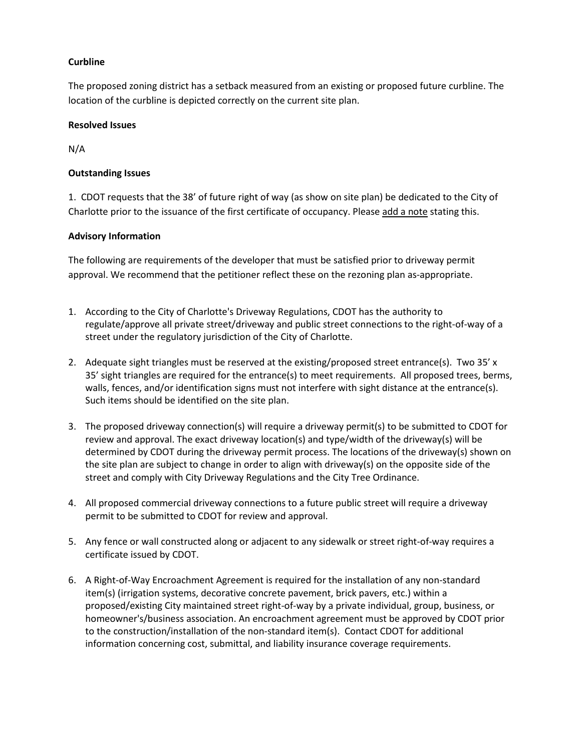**Curbline**

The proposed zoning district has a setback measured from an existing or proposed future curbline. The location of the curbline is depicted correctly on the current site plan.

**Resolved Issues**

N/A

**Outstanding Issues**

1. CDOT requests that the 38' of future right of way (as show on site plan) be dedicated to the City of Charlotte prior to the issuance of the first certificate of occupancy. Please add a note stating this.

**Advisory Information**

The following are requirements of the developer that must be satisfied prior to driveway permit approval. We recommend that the petitioner reflect these on the rezoning plan as-appropriate.

1. According to the City of Charlotte's Driveway Regulations, CDOT has the authority to regulate/approve all private street/driveway and public street connections to the right-of-way of a street under the regulatory jurisdiction of the City of Charlotte.
2. Adequate sight triangles must be reserved at the existing/proposed street entrance(s). Two 35' x 35' sight triangles are required for the entrance(s) to meet requirements. All proposed trees, berms, walls, fences, and/or identification signs must not interfere with sight distance at the entrance(s). Such items should be identified on the site plan.
3. The proposed driveway connection(s) will require a driveway permit(s) to be submitted to CDOT for review and approval. The exact driveway location(s) and type/width of the driveway(s) will be determined by CDOT during the driveway permit process. The locations of the driveway(s) shown on the site plan are subject to change in order to align with driveway(s) on the opposite side of the street and comply with City Driveway Regulations and the City Tree Ordinance.
4. All proposed commercial driveway connections to a future public street will require a driveway permit to be submitted to CDOT for review and approval.
5. Any fence or wall constructed along or adjacent to any sidewalk or street right-of-way requires a certificate issued by CDOT.
6. A Right-of-Way Encroachment Agreement is required for the installation of any non-standard item(s) (irrigation systems, decorative concrete pavement, brick pavers, etc.) within a proposed/existing City maintained street right-of-way by a private individual, group, business, or homeowner's/business association. An encroachment agreement must be approved by CDOT prior to the construction/installation of the non-standard item(s). Contact CDOT for additional information concerning cost, submittal, and liability insurance coverage requirements.